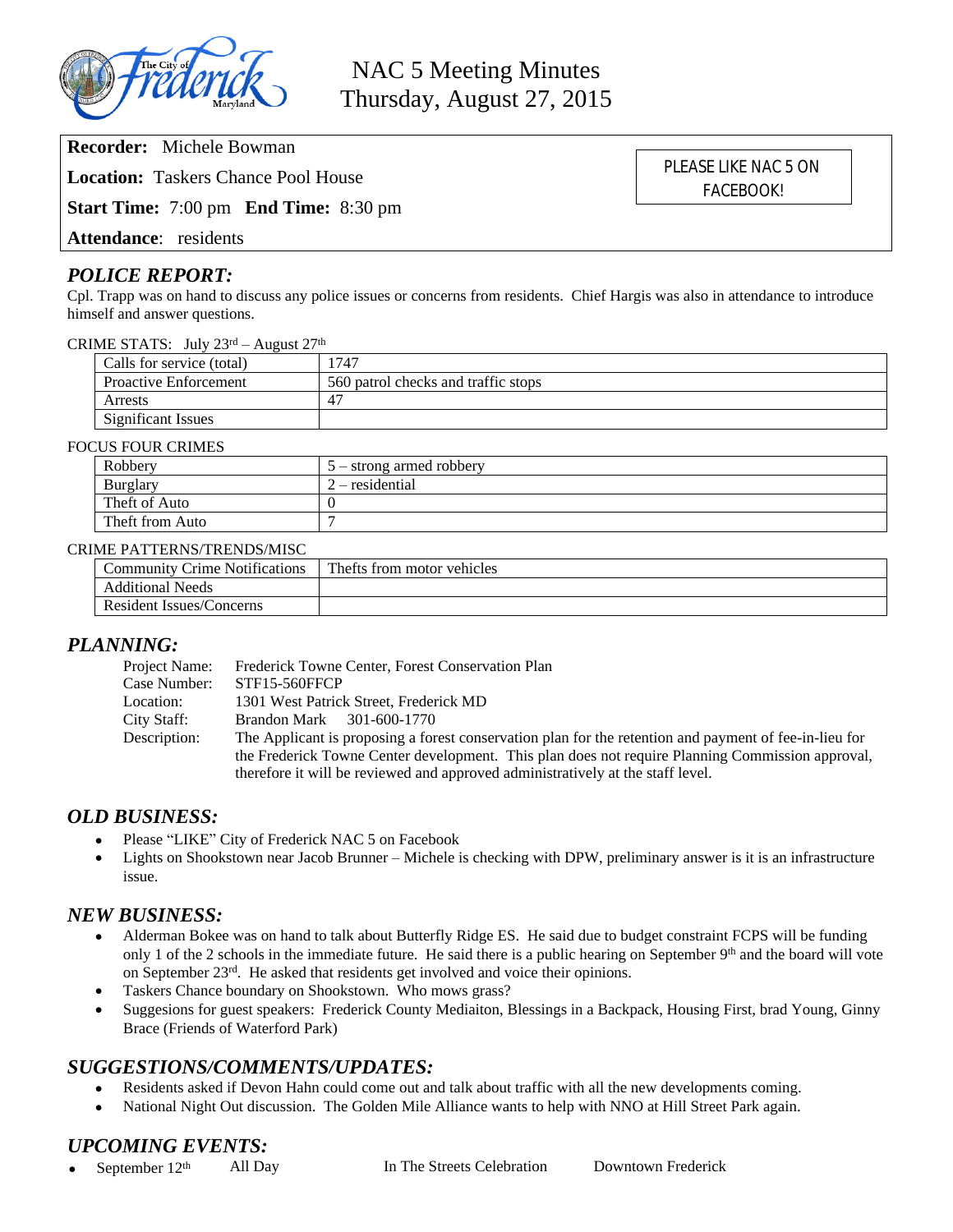# NAC 5 Meeting Minutes
## Thursday, August 27, 2015

**Recorder:** Michele Bowman

**Location:** Taskers Chance Pool House

**Start Time:** 7:00 pm **End Time:** 8:30 pm

**Attendance**: residents

PLEASE LIKE NAC 5 ON FACEBOOK!

## *POLICE REPORT:*

Cpl. Trapp was on hand to discuss any police issues or concerns from residents. Chief Hargis was also in attendance to introduce himself and answer questions.

CRIME STATS: July 23rd – August 27th

| Calls for service (total) | 1747 |
|---|---|
| Proactive Enforcement | 560 patrol checks and traffic stops |
| Arrests | 47 |
| Significant Issues | |

FOCUS FOUR CRIMES

| Robbery | 5 – strong armed robbery |
|---|---|
| Burglary | 2 – residential |
| Theft of Auto | 0 |
| Theft from Auto | 7 |

CRIME PATTERNS/TRENDS/MISC

| Community Crime Notifications | Thefts from motor vehicles |
|---|---|
| Additional Needs | |
| Resident Issues/Concerns | |

## *PLANNING:*

Project Name: Frederick Towne Center, Forest Conservation Plan
Case Number: STF15-560FFCP
Location: 1301 West Patrick Street, Frederick MD
City Staff: Brandon Mark 301-600-1770
Description: The Applicant is proposing a forest conservation plan for the retention and payment of fee-in-lieu for the Frederick Towne Center development. This plan does not require Planning Commission approval, therefore it will be reviewed and approved administratively at the staff level.

## *OLD BUSINESS:*

- Please "LIKE" City of Frederick NAC 5 on Facebook
- Lights on Shookstown near Jacob Brunner – Michele is checking with DPW, preliminary answer is it is an infrastructure issue.

## *NEW BUSINESS:*

- Alderman Bokee was on hand to talk about Butterfly Ridge ES. He said due to budget constraint FCPS will be funding only 1 of the 2 schools in the immediate future. He said there is a public hearing on September 9th and the board will vote on September 23rd. He asked that residents get involved and voice their opinions.
- Taskers Chance boundary on Shookstown. Who mows grass?
- Suggesions for guest speakers: Frederick County Mediaiton, Blessings in a Backpack, Housing First, brad Young, Ginny Brace (Friends of Waterford Park)

## *SUGGESTIONS/COMMENTS/UPDATES:*

- Residents asked if Devon Hahn could come out and talk about traffic with all the new developments coming.
- National Night Out discussion. The Golden Mile Alliance wants to help with NNO at Hill Street Park again.

## *UPCOMING EVENTS:*

- September 12th All Day In The Streets Celebration Downtown Frederick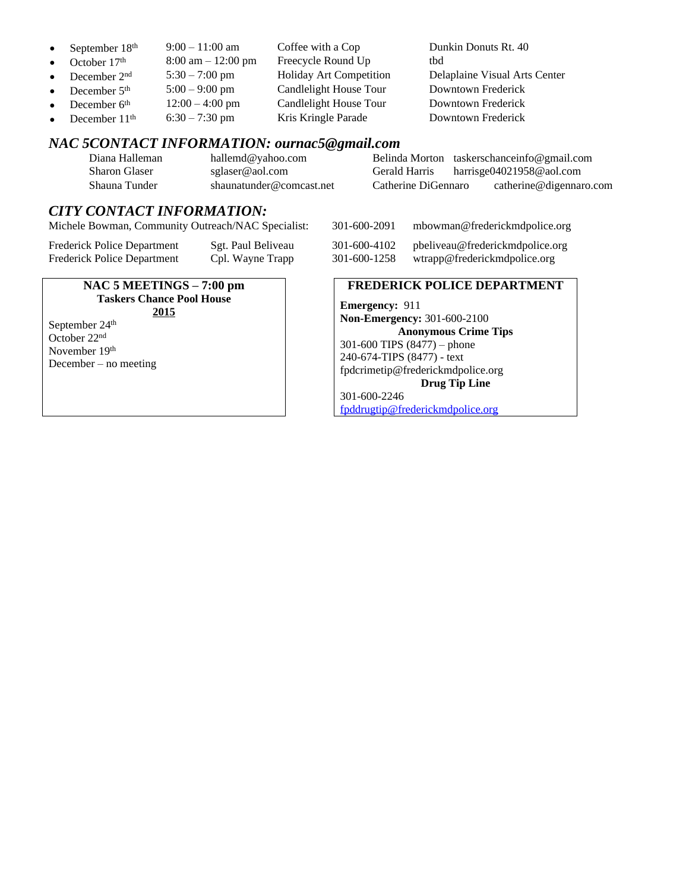- September 18th 9:00 – 11:00 am Coffee with a Cop Dunkin Donuts Rt. 40
- October 17th 8:00 am – 12:00 pm Freecycle Round Up tbd
- December 2nd 5:30 – 7:00 pm Holiday Art Competition Delaplaine Visual Arts Center
- December 5th 5:00 – 9:00 pm Candlelight House Tour Downtown Frederick
- December 6th 12:00 – 4:00 pm Candlelight House Tour Downtown Frederick
- December 11th 6:30 – 7:30 pm Kris Kringle Parade Downtown Frederick

## *NAC 5CONTACT INFORMATION: ournac5@gmail.com*

| | | | |
|---|---|---|---|
| Diana Halleman | hallemd@yahoo.com | Belinda Morton | taskerschanceinfo@gmail.com |
| Sharon Glaser | sglaser@aol.com | Gerald Harris | harrisge04021958@aol.com |
| Shauna Tunder | shaunatunder@comcast.net | Catherine DiGennaro | catherine@digennaro.com |

## *CITY CONTACT INFORMATION:*

| | | | |
|---|---|---|---|
| Michele Bowman, Community Outreach/NAC Specialist: | | 301-600-2091 | mbowman@frederickmdpolice.org |
| Frederick Police Department | Sgt. Paul Beliveau | 301-600-4102 | pbeliveau@frederickmdpolice.org |
| Frederick Police Department | Cpl. Wayne Trapp | 301-600-1258 | wtrapp@frederickmdpolice.org |

**NAC 5 MEETINGS – 7:00 pm**
**Taskers Chance Pool House**
**2015**

September 24th
October 22nd
November 19th
December – no meeting

**FREDERICK POLICE DEPARTMENT**

**Emergency:** 911
**Non-Emergency:** 301-600-2100

**Anonymous Crime Tips**

301-600 TIPS (8477) – phone
240-674-TIPS (8477) - text
fpdcrimetip@frederickmdpolice.org

**Drug Tip Line**

301-600-2246
fpddrugtip@frederickmdpolice.org